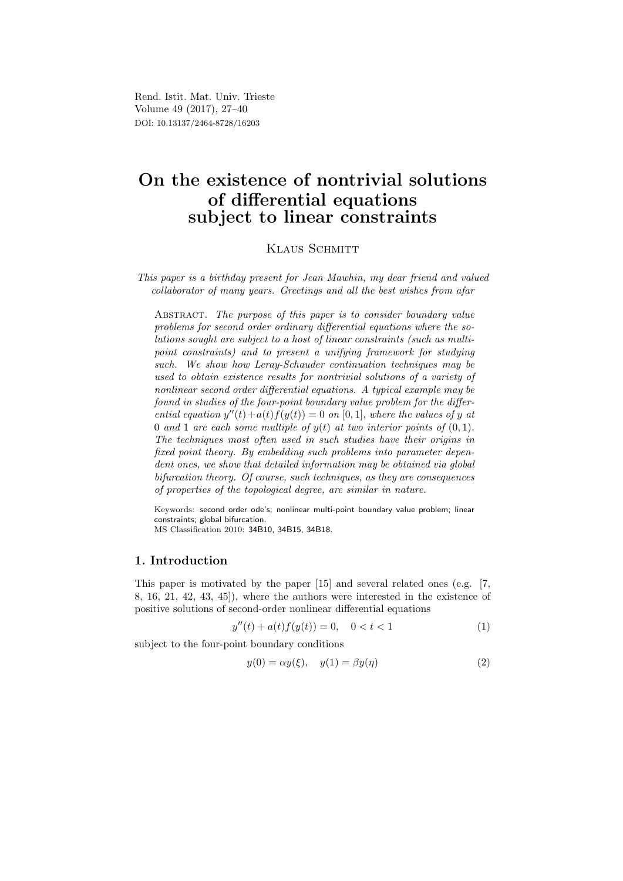# On the existence of nontrivial solutions of differential equations subject to linear constraints

Klaus Schmitt

*This paper is a birthday present for Jean Mawhin, my dear friend and valued collaborator of many years. Greetings and all the best wishes from afar*

Abstract. *The purpose of this paper is to consider boundary value problems for second order ordinary differential equations where the solutions sought are subject to a host of linear constraints (such as multi-point constraints) and to present a unifying framework for studying such. We show how Leray-Schauder continuation techniques may be used to obtain existence results for nontrivial solutions of a variety of nonlinear second order differential equations. A typical example may be found in studies of the four-point boundary value problem for the differential equation $y''(t)+a(t)f(y(t)) = 0$ on $[0, 1]$, where the values of $y$ at $0$ and $1$ are each some multiple of $y(t)$ at two interior points of $(0, 1)$. The techniques most often used in such studies have their origins in fixed point theory. By embedding such problems into parameter dependent ones, we show that detailed information may be obtained via global bifurcation theory. Of course, such techniques, as they are consequences of properties of the topological degree, are similar in nature.*

Keywords: second order ode's; nonlinear multi-point boundary value problem; linear constraints; global bifurcation.
MS Classification 2010: 34B10, 34B15, 34B18.

## 1. Introduction

This paper is motivated by the paper [15] and several related ones (e.g. [7, 8, 16, 21, 42, 43, 45]), where the authors were interested in the existence of positive solutions of second-order nonlinear differential equations

$$y''(t) + a(t)f(y(t)) = 0, \quad 0 < t < 1 \tag{1}$$

subject to the four-point boundary conditions

$$y(0) = \alpha y(\xi), \quad y(1) = \beta y(\eta) \tag{2}$$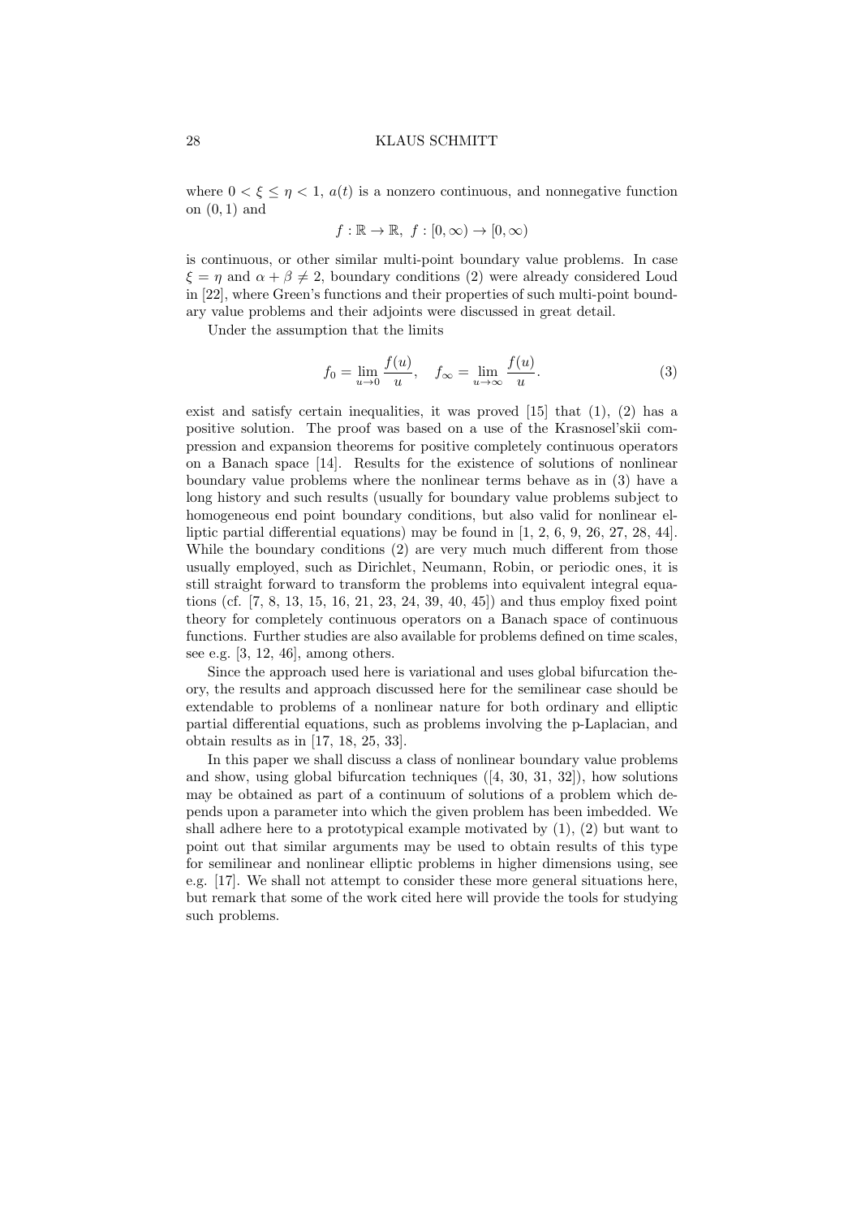where $0 < \xi \leq \eta < 1$, $a(t)$ is a nonzero continuous, and nonnegative function on $(0, 1)$ and

$$f : \mathbb{R} \to \mathbb{R}, \; f : [0, \infty) \to [0, \infty)$$

is continuous, or other similar multi-point boundary value problems. In case $\xi = \eta$ and $\alpha + \beta \neq 2$, boundary conditions (2) were already considered Loud in [22], where Green's functions and their properties of such multi-point boundary value problems and their adjoints were discussed in great detail.

Under the assumption that the limits

$$f_0 = \lim_{u \to 0} \frac{f(u)}{u}, \quad f_\infty = \lim_{u \to \infty} \frac{f(u)}{u}. \tag{3}$$

exist and satisfy certain inequalities, it was proved [15] that (1), (2) has a positive solution. The proof was based on a use of the Krasnosel'skii compression and expansion theorems for positive completely continuous operators on a Banach space [14]. Results for the existence of solutions of nonlinear boundary value problems where the nonlinear terms behave as in (3) have a long history and such results (usually for boundary value problems subject to homogeneous end point boundary conditions, but also valid for nonlinear elliptic partial differential equations) may be found in [1, 2, 6, 9, 26, 27, 28, 44]. While the boundary conditions (2) are very much much different from those usually employed, such as Dirichlet, Neumann, Robin, or periodic ones, it is still straight forward to transform the problems into equivalent integral equations (cf. [7, 8, 13, 15, 16, 21, 23, 24, 39, 40, 45]) and thus employ fixed point theory for completely continuous operators on a Banach space of continuous functions. Further studies are also available for problems defined on time scales, see e.g. [3, 12, 46], among others.

Since the approach used here is variational and uses global bifurcation theory, the results and approach discussed here for the semilinear case should be extendable to problems of a nonlinear nature for both ordinary and elliptic partial differential equations, such as problems involving the p-Laplacian, and obtain results as in [17, 18, 25, 33].

In this paper we shall discuss a class of nonlinear boundary value problems and show, using global bifurcation techniques ([4, 30, 31, 32]), how solutions may be obtained as part of a continuum of solutions of a problem which depends upon a parameter into which the given problem has been imbedded. We shall adhere here to a prototypical example motivated by (1), (2) but want to point out that similar arguments may be used to obtain results of this type for semilinear and nonlinear elliptic problems in higher dimensions using, see e.g. [17]. We shall not attempt to consider these more general situations here, but remark that some of the work cited here will provide the tools for studying such problems.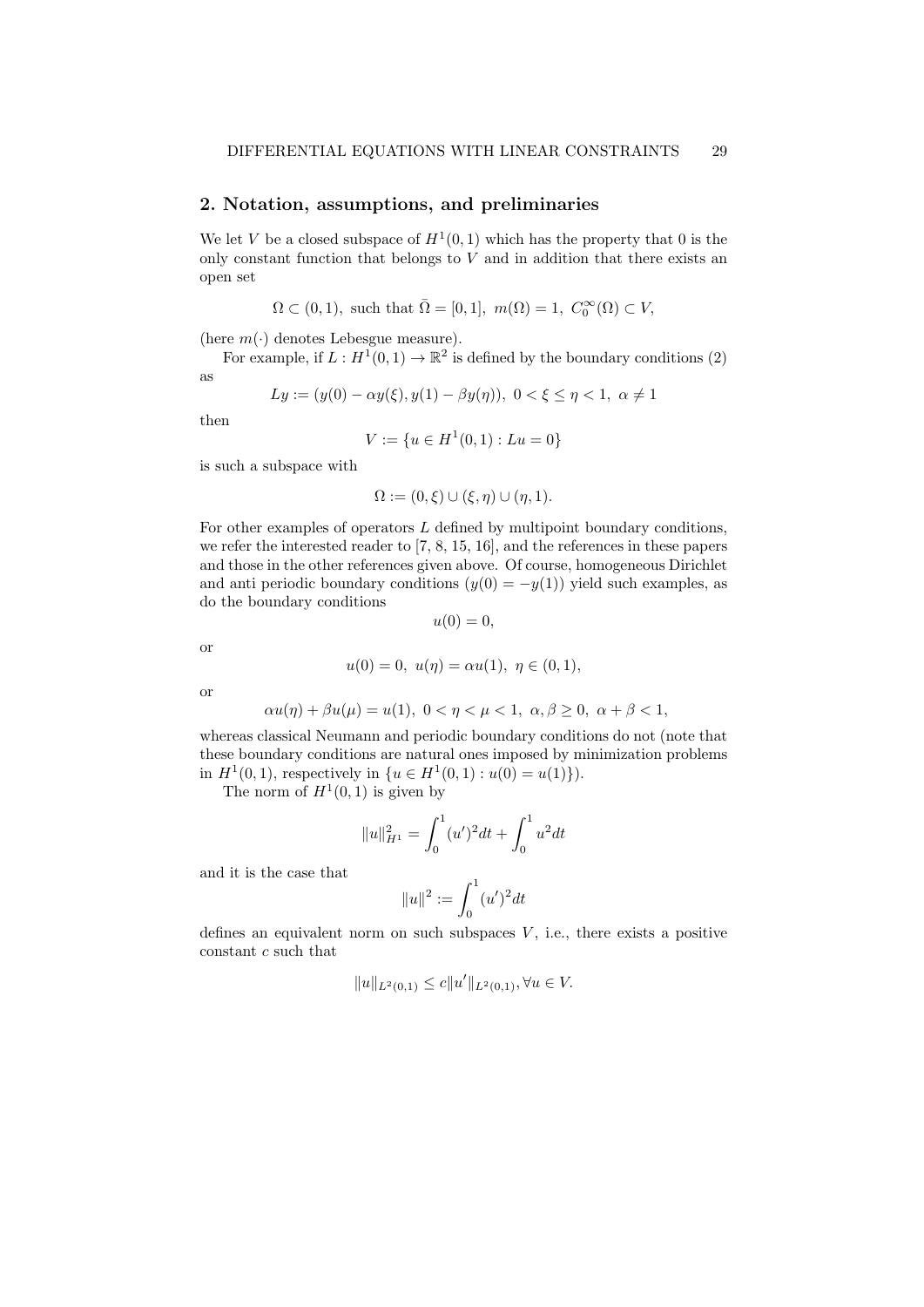## 2. Notation, assumptions, and preliminaries

We let $V$ be a closed subspace of $H^1(0,1)$ which has the property that 0 is the only constant function that belongs to $V$ and in addition that there exists an open set

$$\Omega \subset (0,1), \text{ such that } \bar{\Omega} = [0,1],\ m(\Omega) = 1,\ C_0^\infty(\Omega) \subset V,$$

(here $m(\cdot)$ denotes Lebesgue measure).

For example, if $L : H^1(0,1) \to \mathbb{R}^2$ is defined by the boundary conditions (2) as

$$Ly := (y(0) - \alpha y(\xi), y(1) - \beta y(\eta)),\ 0 < \xi \le \eta < 1,\ \alpha \ne 1$$

then

$$V := \{u \in H^1(0,1) : Lu = 0\}$$

is such a subspace with

$$\Omega := (0,\xi) \cup (\xi,\eta) \cup (\eta,1).$$

For other examples of operators $L$ defined by multipoint boundary conditions, we refer the interested reader to [7, 8, 15, 16], and the references in these papers and those in the other references given above. Of course, homogeneous Dirichlet and anti periodic boundary conditions ($y(0) = -y(1)$) yield such examples, as do the boundary conditions

$$u(0) = 0,$$

or

$$u(0) = 0,\ u(\eta) = \alpha u(1),\ \eta \in (0,1),$$

or

$$\alpha u(\eta) + \beta u(\mu) = u(1),\ 0 < \eta < \mu < 1,\ \alpha, \beta \ge 0,\ \alpha + \beta < 1,$$

whereas classical Neumann and periodic boundary conditions do not (note that these boundary conditions are natural ones imposed by minimization problems in $H^1(0,1)$, respectively in $\{u \in H^1(0,1) : u(0) = u(1)\}$).

The norm of $H^1(0,1)$ is given by

$$\|u\|_{H^1}^2 = \int_0^1 (u')^2 dt + \int_0^1 u^2 dt$$

and it is the case that

$$\|u\|^2 := \int_0^1 (u')^2 dt$$

defines an equivalent norm on such subspaces $V$, i.e., there exists a positive constant $c$ such that

$$\|u\|_{L^2(0,1)} \le c\|u'\|_{L^2(0,1)}, \forall u \in V.$$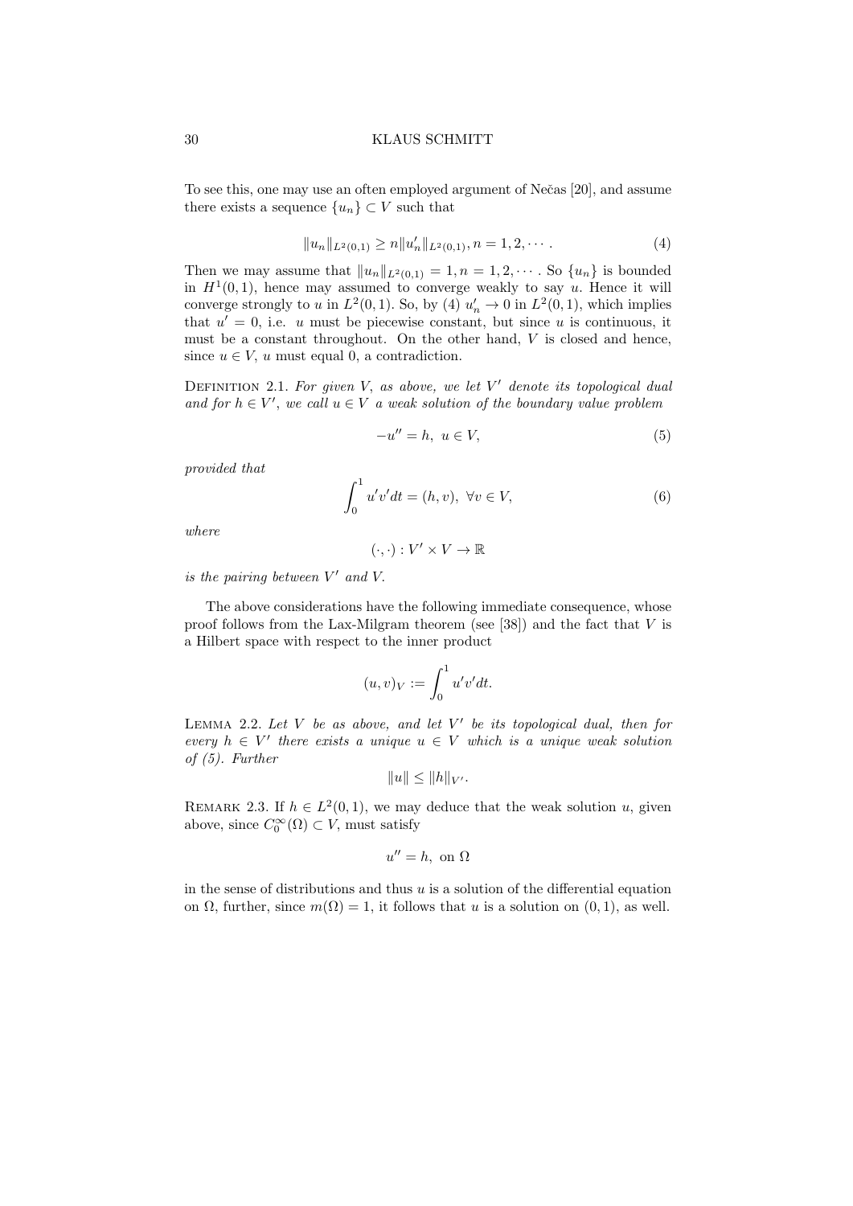To see this, one may use an often employed argument of Nečas [20], and assume there exists a sequence $\{u_n\} \subset V$ such that

$$\|u_n\|_{L^2(0,1)} \geq n\|u_n'\|_{L^2(0,1)}, n = 1, 2, \cdots . \tag{4}$$

Then we may assume that $\|u_n\|_{L^2(0,1)} = 1, n = 1, 2, \cdots$ . So $\{u_n\}$ is bounded in $H^1(0,1)$, hence may assumed to converge weakly to say $u$. Hence it will converge strongly to $u$ in $L^2(0,1)$. So, by (4) $u_n' \to 0$ in $L^2(0,1)$, which implies that $u' = 0$, i.e. $u$ must be piecewise constant, but since $u$ is continuous, it must be a constant throughout. On the other hand, $V$ is closed and hence, since $u \in V$, $u$ must equal 0, a contradiction.

Definition 2.1. *For given $V$, as above, we let $V'$ denote its topological dual and for $h \in V'$, we call $u \in V$ a weak solution of the boundary value problem*

$$-u'' = h, \; u \in V, \tag{5}$$

*provided that*

$$\int_0^1 u'v'dt = (h, v), \; \forall v \in V, \tag{6}$$

*where*

$$(\cdot, \cdot) : V' \times V \to \mathbb{R}$$

*is the pairing between $V'$ and $V$.*

The above considerations have the following immediate consequence, whose proof follows from the Lax-Milgram theorem (see [38]) and the fact that $V$ is a Hilbert space with respect to the inner product

$$(u, v)_V := \int_0^1 u'v'dt.$$

Lemma 2.2. *Let $V$ be as above, and let $V'$ be its topological dual, then for every $h \in V'$ there exists a unique $u \in V$ which is a unique weak solution of (5). Further*

$$\|u\| \leq \|h\|_{V'}.$$

Remark 2.3. If $h \in L^2(0,1)$, we may deduce that the weak solution $u$, given above, since $C_0^\infty(\Omega) \subset V$, must satisfy

$$u'' = h, \text{ on } \Omega$$

in the sense of distributions and thus $u$ is a solution of the differential equation on $\Omega$, further, since $m(\Omega) = 1$, it follows that $u$ is a solution on $(0,1)$, as well.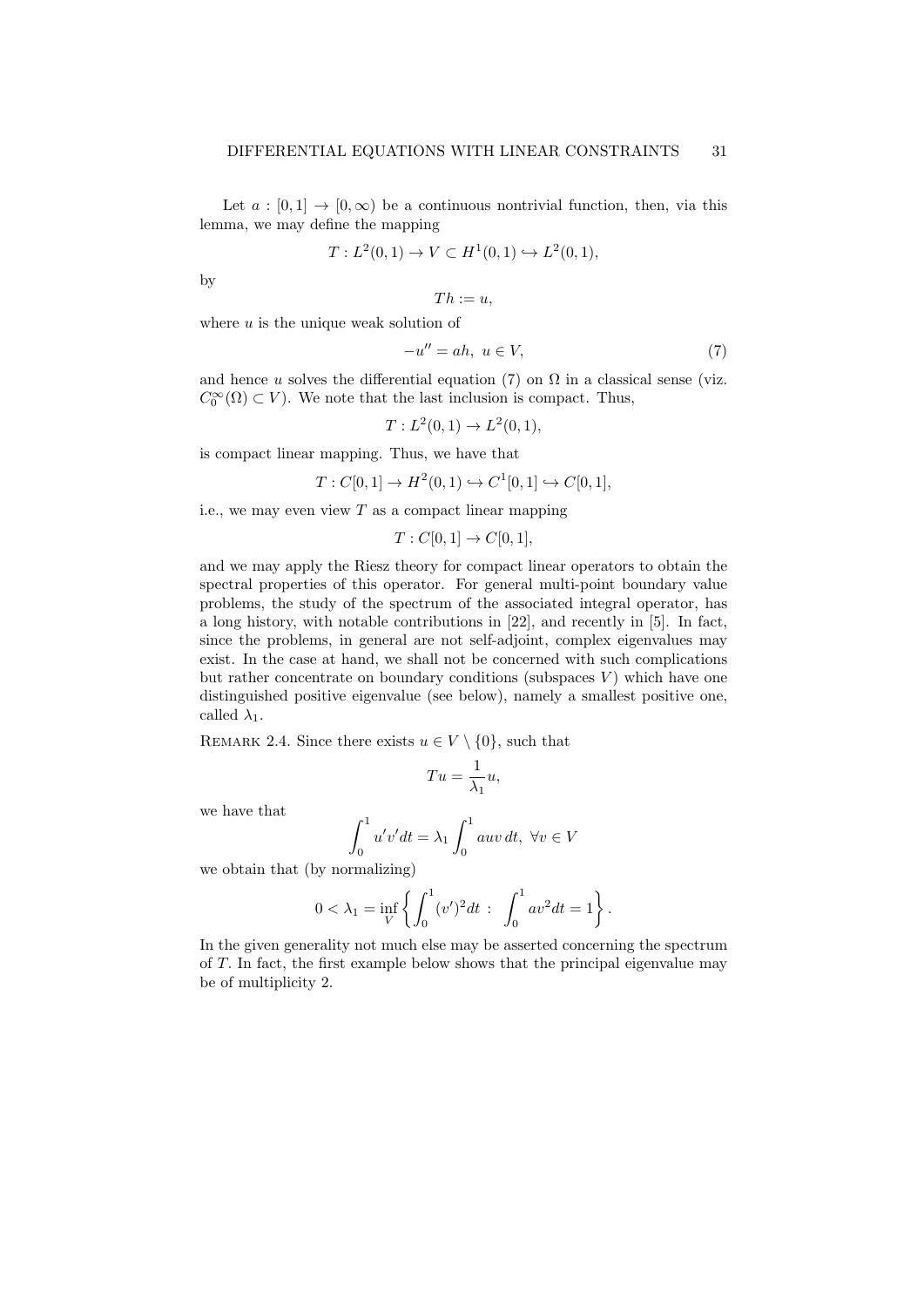Let $a : [0, 1] \to [0, \infty)$ be a continuous nontrivial function, then, via this lemma, we may define the mapping

$$T : L^2(0, 1) \to V \subset H^1(0, 1) \hookrightarrow L^2(0, 1),$$

by

$$Th := u,$$

where $u$ is the unique weak solution of

$$-u'' = ah, \; u \in V, \tag{7}$$

and hence $u$ solves the differential equation (7) on $\Omega$ in a classical sense (viz. $C_0^\infty(\Omega) \subset V$). We note that the last inclusion is compact. Thus,

$$T : L^2(0, 1) \to L^2(0, 1),$$

is compact linear mapping. Thus, we have that

$$T : C[0, 1] \to H^2(0, 1) \hookrightarrow C^1[0, 1] \hookrightarrow C[0, 1],$$

i.e., we may even view $T$ as a compact linear mapping

$$T : C[0, 1] \to C[0, 1],$$

and we may apply the Riesz theory for compact linear operators to obtain the spectral properties of this operator. For general multi-point boundary value problems, the study of the spectrum of the associated integral operator, has a long history, with notable contributions in [22], and recently in [5]. In fact, since the problems, in general are not self-adjoint, complex eigenvalues may exist. In the case at hand, we shall not be concerned with such complications but rather concentrate on boundary conditions (subspaces $V$) which have one distinguished positive eigenvalue (see below), namely a smallest positive one, called $\lambda_1$.

Remark 2.4. Since there exists $u \in V \setminus \{0\}$, such that

$$Tu = \frac{1}{\lambda_1} u,$$

we have that

$$\int_0^1 u'v'dt = \lambda_1 \int_0^1 auv \, dt, \; \forall v \in V$$

we obtain that (by normalizing)

$$0 < \lambda_1 = \inf_V \left\{ \int_0^1 (v')^2 dt \; : \; \int_0^1 av^2 dt = 1 \right\}.$$

In the given generality not much else may be asserted concerning the spectrum of $T$. In fact, the first example below shows that the principal eigenvalue may be of multiplicity 2.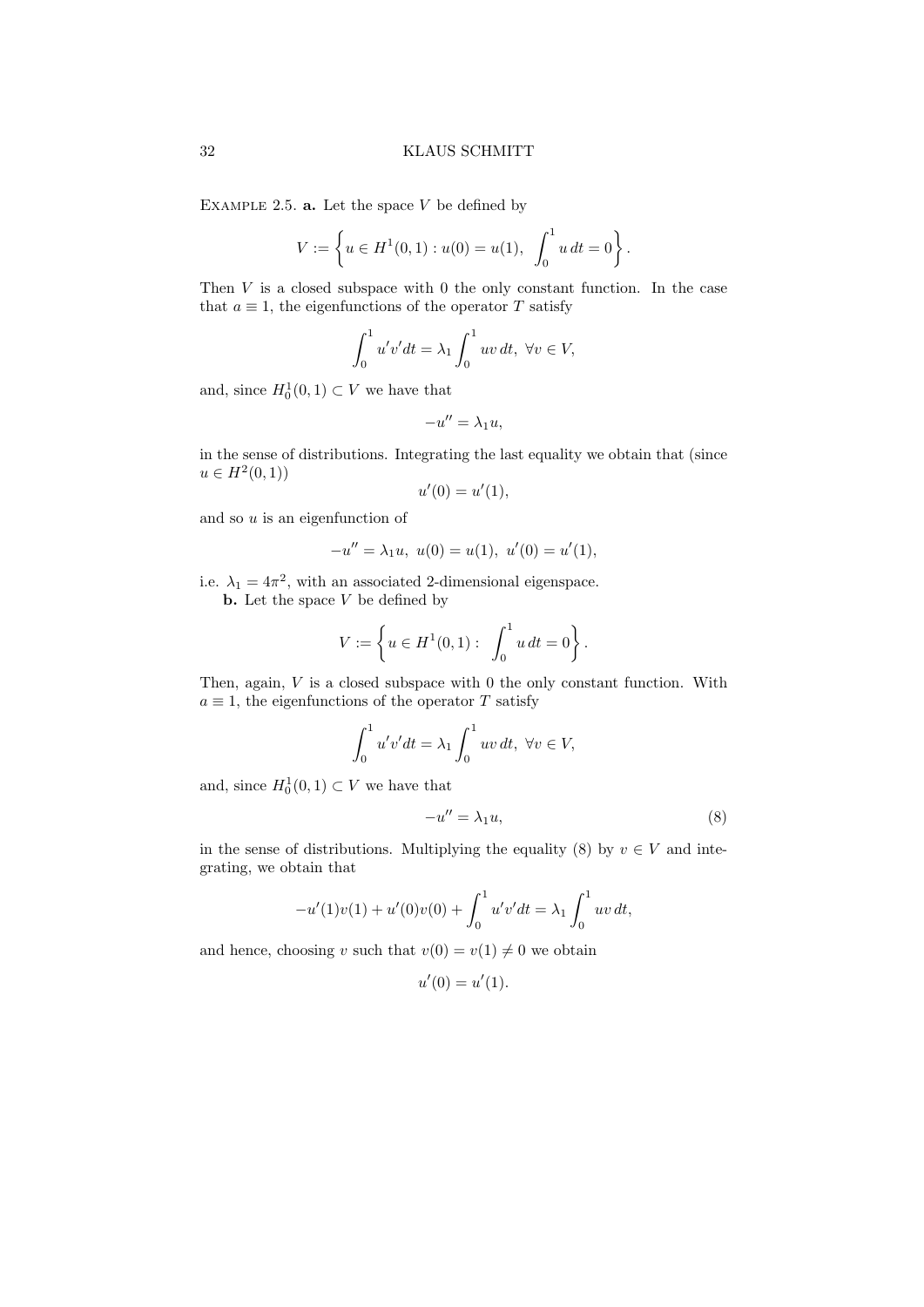Example 2.5. **a.** Let the space $V$ be defined by

$$V := \left\{ u \in H^1(0,1) : u(0) = u(1), \ \int_0^1 u\, dt = 0 \right\}.$$

Then $V$ is a closed subspace with 0 the only constant function. In the case that $a \equiv 1$, the eigenfunctions of the operator $T$ satisfy

$$\int_0^1 u'v' dt = \lambda_1 \int_0^1 uv\, dt, \ \forall v \in V,$$

and, since $H_0^1(0,1) \subset V$ we have that

$$-u'' = \lambda_1 u,$$

in the sense of distributions. Integrating the last equality we obtain that (since $u \in H^2(0,1)$)

$$u'(0) = u'(1),$$

and so $u$ is an eigenfunction of

$$-u'' = \lambda_1 u, \ u(0) = u(1), \ u'(0) = u'(1),$$

i.e. $\lambda_1 = 4\pi^2$, with an associated 2-dimensional eigenspace.

**b.** Let the space $V$ be defined by

$$V := \left\{ u \in H^1(0,1) : \ \int_0^1 u\, dt = 0 \right\}.$$

Then, again, $V$ is a closed subspace with 0 the only constant function. With $a \equiv 1$, the eigenfunctions of the operator $T$ satisfy

$$\int_0^1 u'v' dt = \lambda_1 \int_0^1 uv\, dt, \ \forall v \in V,$$

and, since $H_0^1(0,1) \subset V$ we have that

$$-u'' = \lambda_1 u, \tag{8}$$

in the sense of distributions. Multiplying the equality (8) by $v \in V$ and integrating, we obtain that

$$-u'(1)v(1) + u'(0)v(0) + \int_0^1 u'v' dt = \lambda_1 \int_0^1 uv\, dt,$$

and hence, choosing $v$ such that $v(0) = v(1) \neq 0$ we obtain

$$u'(0) = u'(1).$$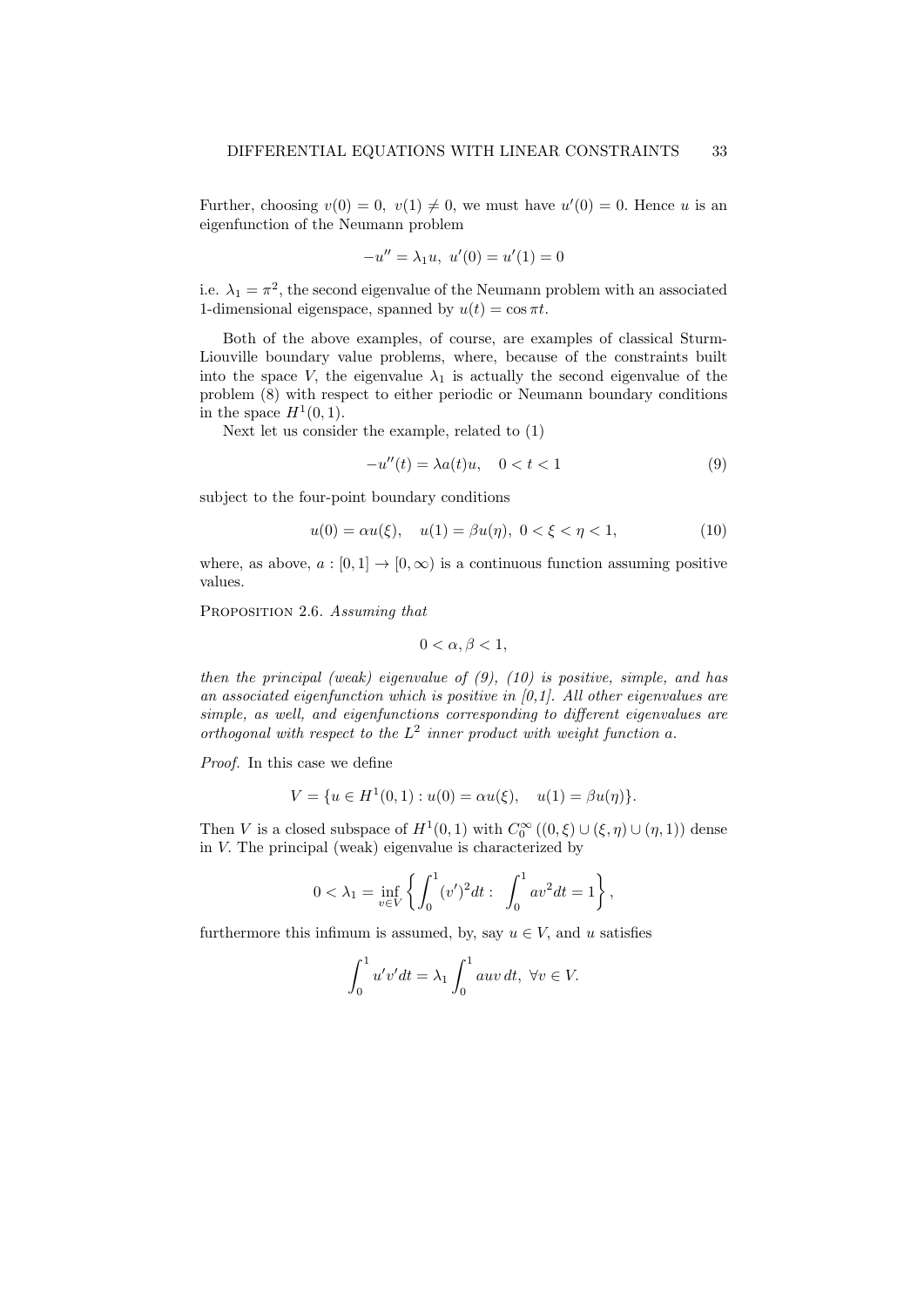Further, choosing $v(0) = 0,\ v(1) \neq 0$, we must have $u'(0) = 0$. Hence $u$ is an eigenfunction of the Neumann problem

$$-u'' = \lambda_1 u,\ u'(0) = u'(1) = 0$$

i.e. $\lambda_1 = \pi^2$, the second eigenvalue of the Neumann problem with an associated 1-dimensional eigenspace, spanned by $u(t) = \cos \pi t$.

Both of the above examples, of course, are examples of classical Sturm-Liouville boundary value problems, where, because of the constraints built into the space $V$, the eigenvalue $\lambda_1$ is actually the second eigenvalue of the problem (8) with respect to either periodic or Neumann boundary conditions in the space $H^1(0,1)$.

Next let us consider the example, related to (1)

$$-u''(t) = \lambda a(t) u, \quad 0 < t < 1 \tag{9}$$

subject to the four-point boundary conditions

$$u(0) = \alpha u(\xi), \quad u(1) = \beta u(\eta),\ 0 < \xi < \eta < 1, \tag{10}$$

where, as above, $a : [0,1] \to [0,\infty)$ is a continuous function assuming positive values.

Proposition 2.6. *Assuming that*

$$0 < \alpha, \beta < 1,$$

*then the principal (weak) eigenvalue of (9), (10) is positive, simple, and has an associated eigenfunction which is positive in [0,1]. All other eigenvalues are simple, as well, and eigenfunctions corresponding to different eigenvalues are orthogonal with respect to the $L^2$ inner product with weight function $a$.*

*Proof.* In this case we define

$$V = \{u \in H^1(0,1) : u(0) = \alpha u(\xi), \quad u(1) = \beta u(\eta)\}.$$

Then $V$ is a closed subspace of $H^1(0,1)$ with $C_0^\infty\left((0,\xi) \cup (\xi,\eta) \cup (\eta,1)\right)$ dense in $V$. The principal (weak) eigenvalue is characterized by

$$0 < \lambda_1 = \inf_{v \in V} \left\{ \int_0^1 (v')^2 dt : \ \int_0^1 a v^2 dt = 1 \right\},$$

furthermore this infimum is assumed, by, say $u \in V$, and $u$ satisfies

$$\int_0^1 u'v' dt = \lambda_1 \int_0^1 auv\, dt,\ \forall v \in V.$$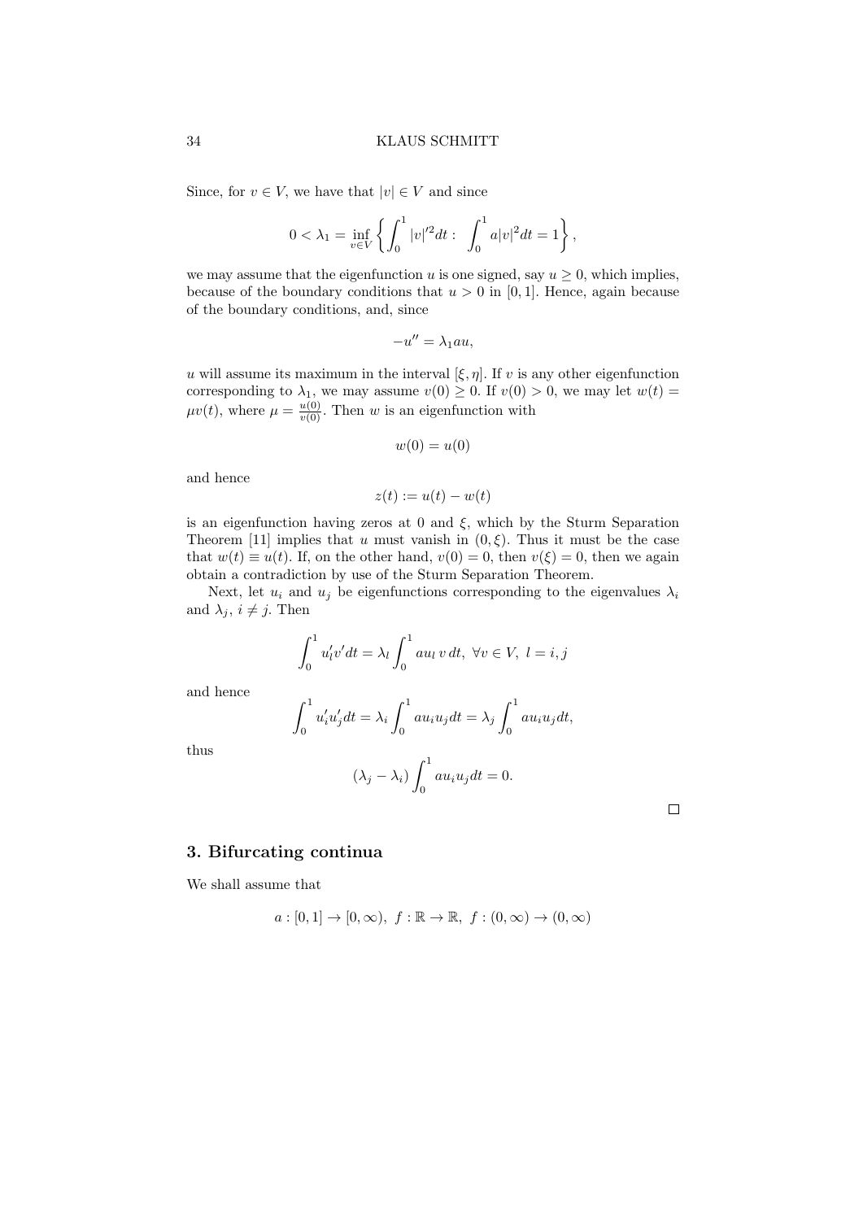Since, for $v \in V$, we have that $|v| \in V$ and since

$$0 < \lambda_1 = \inf_{v \in V} \left\{ \int_0^1 |v|'^2 dt : \int_0^1 a|v|^2 dt = 1 \right\},$$

we may assume that the eigenfunction $u$ is one signed, say $u \geq 0$, which implies, because of the boundary conditions that $u > 0$ in $[0, 1]$. Hence, again because of the boundary conditions, and, since

$$-u'' = \lambda_1 a u,$$

$u$ will assume its maximum in the interval $[\xi, \eta]$. If $v$ is any other eigenfunction corresponding to $\lambda_1$, we may assume $v(0) \geq 0$. If $v(0) > 0$, we may let $w(t) = \mu v(t)$, where $\mu = \frac{u(0)}{v(0)}$. Then $w$ is an eigenfunction with

$$w(0) = u(0)$$

and hence

$$z(t) := u(t) - w(t)$$

is an eigenfunction having zeros at 0 and $\xi$, which by the Sturm Separation Theorem [11] implies that $u$ must vanish in $(0, \xi)$. Thus it must be the case that $w(t) \equiv u(t)$. If, on the other hand, $v(0) = 0$, then $v(\xi) = 0$, then we again obtain a contradiction by use of the Sturm Separation Theorem.

Next, let $u_i$ and $u_j$ be eigenfunctions corresponding to the eigenvalues $\lambda_i$ and $\lambda_j$, $i \neq j$. Then

$$\int_0^1 u_l' v' dt = \lambda_l \int_0^1 a u_l \, v \, dt, \ \forall v \in V, \ l = i, j$$

and hence

$$\int_0^1 u_i' u_j' dt = \lambda_i \int_0^1 a u_i u_j dt = \lambda_j \int_0^1 a u_i u_j dt,$$

thus

$$(\lambda_j - \lambda_i) \int_0^1 a u_i u_j dt = 0.$$

□

## 3. Bifurcating continua

We shall assume that

$$a : [0, 1] \to [0, \infty), \ f : \mathbb{R} \to \mathbb{R}, \ f : (0, \infty) \to (0, \infty)$$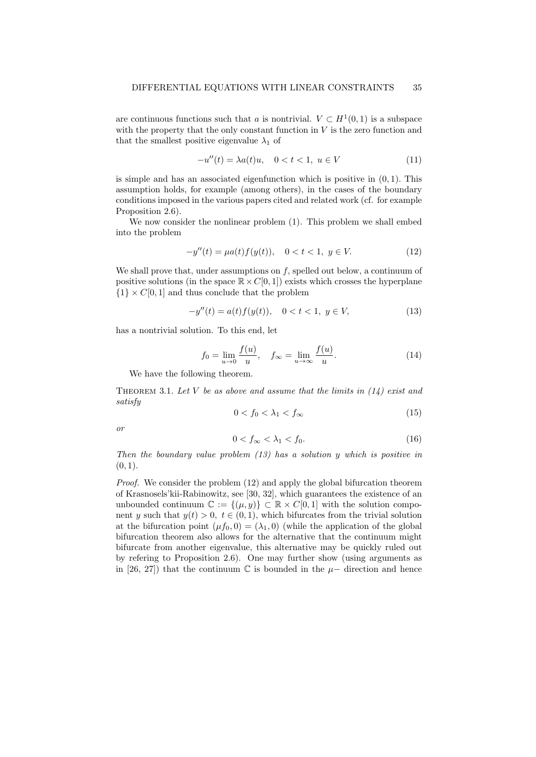are continuous functions such that $a$ is nontrivial. $V \subset H^1(0,1)$ is a subspace with the property that the only constant function in $V$ is the zero function and that the smallest positive eigenvalue $\lambda_1$ of

$$-u''(t) = \lambda a(t)u, \quad 0 < t < 1, \ u \in V \tag{11}$$

is simple and has an associated eigenfunction which is positive in $(0,1)$. This assumption holds, for example (among others), in the cases of the boundary conditions imposed in the various papers cited and related work (cf. for example Proposition 2.6).

We now consider the nonlinear problem (1). This problem we shall embed into the problem

$$-y''(t) = \mu a(t) f(y(t)), \quad 0 < t < 1, \ y \in V. \tag{12}$$

We shall prove that, under assumptions on $f$, spelled out below, a continuum of positive solutions (in the space $\mathbb{R} \times C[0,1]$) exists which crosses the hyperplane $\{1\} \times C[0,1]$ and thus conclude that the problem

$$-y''(t) = a(t) f(y(t)), \quad 0 < t < 1, \ y \in V, \tag{13}$$

has a nontrivial solution. To this end, let

$$f_0 = \lim_{u \to 0} \frac{f(u)}{u}, \quad f_\infty = \lim_{u \to \infty} \frac{f(u)}{u}. \tag{14}$$

We have the following theorem.

**Theorem 3.1.** *Let $V$ be as above and assume that the limits in (14) exist and satisfy*

$$0 < f_0 < \lambda_1 < f_\infty \tag{15}$$

*or*

$$0 < f_\infty < \lambda_1 < f_0. \tag{16}$$

*Then the boundary value problem (13) has a solution $y$ which is positive in $(0,1)$.*

*Proof.* We consider the problem (12) and apply the global bifurcation theorem of Krasnosels'kii-Rabinowitz, see [30, 32], which guarantees the existence of an unbounded continuum $\mathbb{C} := \{(\mu, y)\} \subset \mathbb{R} \times C[0,1]$ with the solution component $y$ such that $y(t) > 0, \ t \in (0,1)$, which bifurcates from the trivial solution at the bifurcation point $(\mu f_0, 0) = (\lambda_1, 0)$ (while the application of the global bifurcation theorem also allows for the alternative that the continuum might bifurcate from another eigenvalue, this alternative may be quickly ruled out by refering to Proposition 2.6). One may further show (using arguments as in [26, 27]) that the continuum $\mathbb{C}$ is bounded in the $\mu-$ direction and hence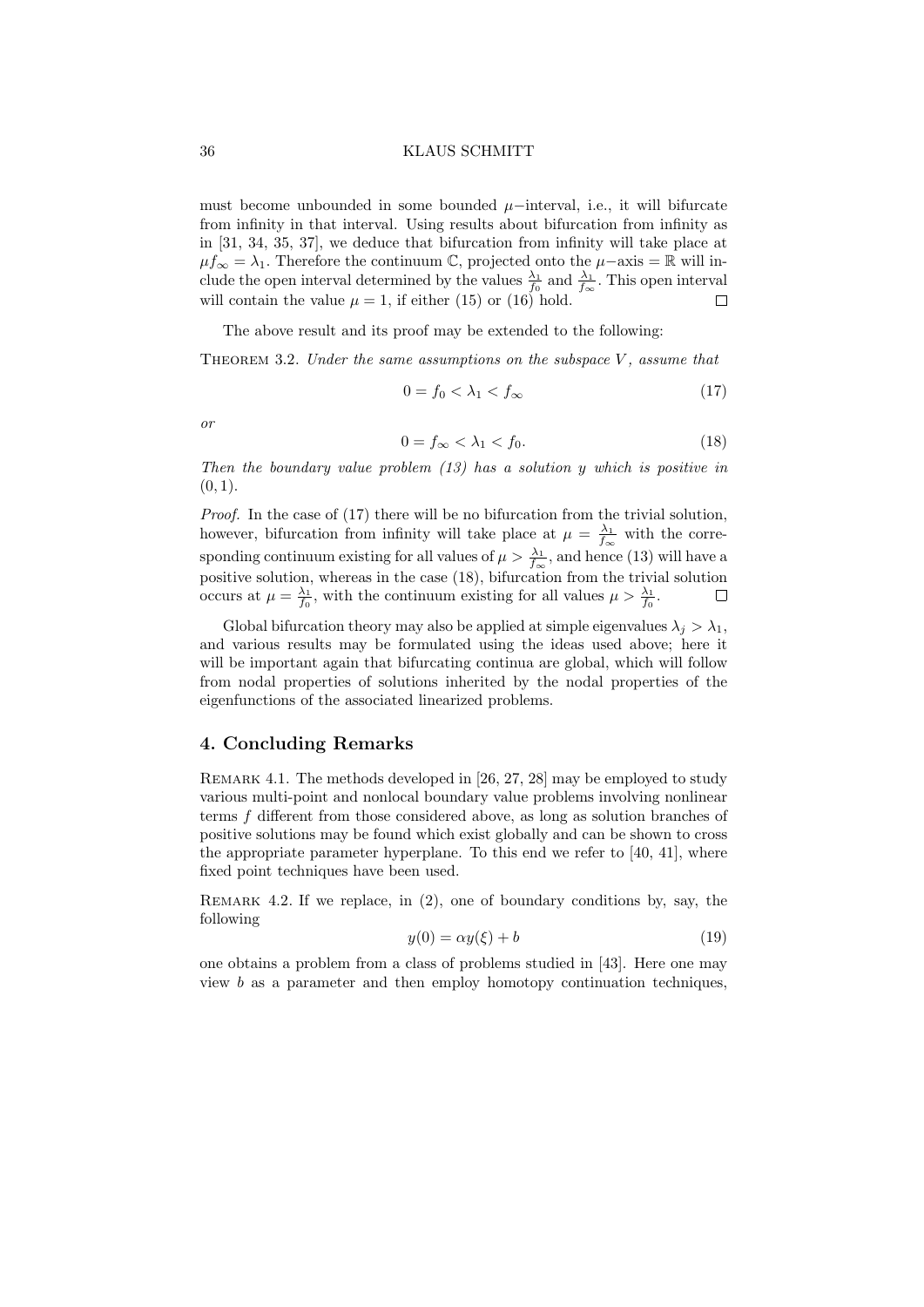must become unbounded in some bounded $\mu$−interval, i.e., it will bifurcate from infinity in that interval. Using results about bifurcation from infinity as in [31, 34, 35, 37], we deduce that bifurcation from infinity will take place at $\mu f_\infty = \lambda_1$. Therefore the continuum $\mathbb{C}$, projected onto the $\mu$−axis = $\mathbb{R}$ will include the open interval determined by the values $\frac{\lambda_1}{f_0}$ and $\frac{\lambda_1}{f_\infty}$. This open interval will contain the value $\mu = 1$, if either (15) or (16) hold. □

The above result and its proof may be extended to the following:

Theorem 3.2. *Under the same assumptions on the subspace $V$, assume that*

$$0 = f_0 < \lambda_1 < f_\infty \tag{17}$$

*or*

$$0 = f_\infty < \lambda_1 < f_0. \tag{18}$$

*Then the boundary value problem (13) has a solution $y$ which is positive in $(0, 1)$.*

*Proof.* In the case of (17) there will be no bifurcation from the trivial solution, however, bifurcation from infinity will take place at $\mu = \frac{\lambda_1}{f_\infty}$ with the corresponding continuum existing for all values of $\mu > \frac{\lambda_1}{f_\infty}$, and hence (13) will have a positive solution, whereas in the case (18), bifurcation from the trivial solution occurs at $\mu = \frac{\lambda_1}{f_0}$, with the continuum existing for all values $\mu > \frac{\lambda_1}{f_0}$. □

Global bifurcation theory may also be applied at simple eigenvalues $\lambda_j > \lambda_1$, and various results may be formulated using the ideas used above; here it will be important again that bifurcating continua are global, which will follow from nodal properties of solutions inherited by the nodal properties of the eigenfunctions of the associated linearized problems.

## 4. Concluding Remarks

Remark 4.1. The methods developed in [26, 27, 28] may be employed to study various multi-point and nonlocal boundary value problems involving nonlinear terms $f$ different from those considered above, as long as solution branches of positive solutions may be found which exist globally and can be shown to cross the appropriate parameter hyperplane. To this end we refer to [40, 41], where fixed point techniques have been used.

Remark 4.2. If we replace, in (2), one of boundary conditions by, say, the following

$$y(0) = \alpha y(\xi) + b \tag{19}$$

one obtains a problem from a class of problems studied in [43]. Here one may view $b$ as a parameter and then employ homotopy continuation techniques,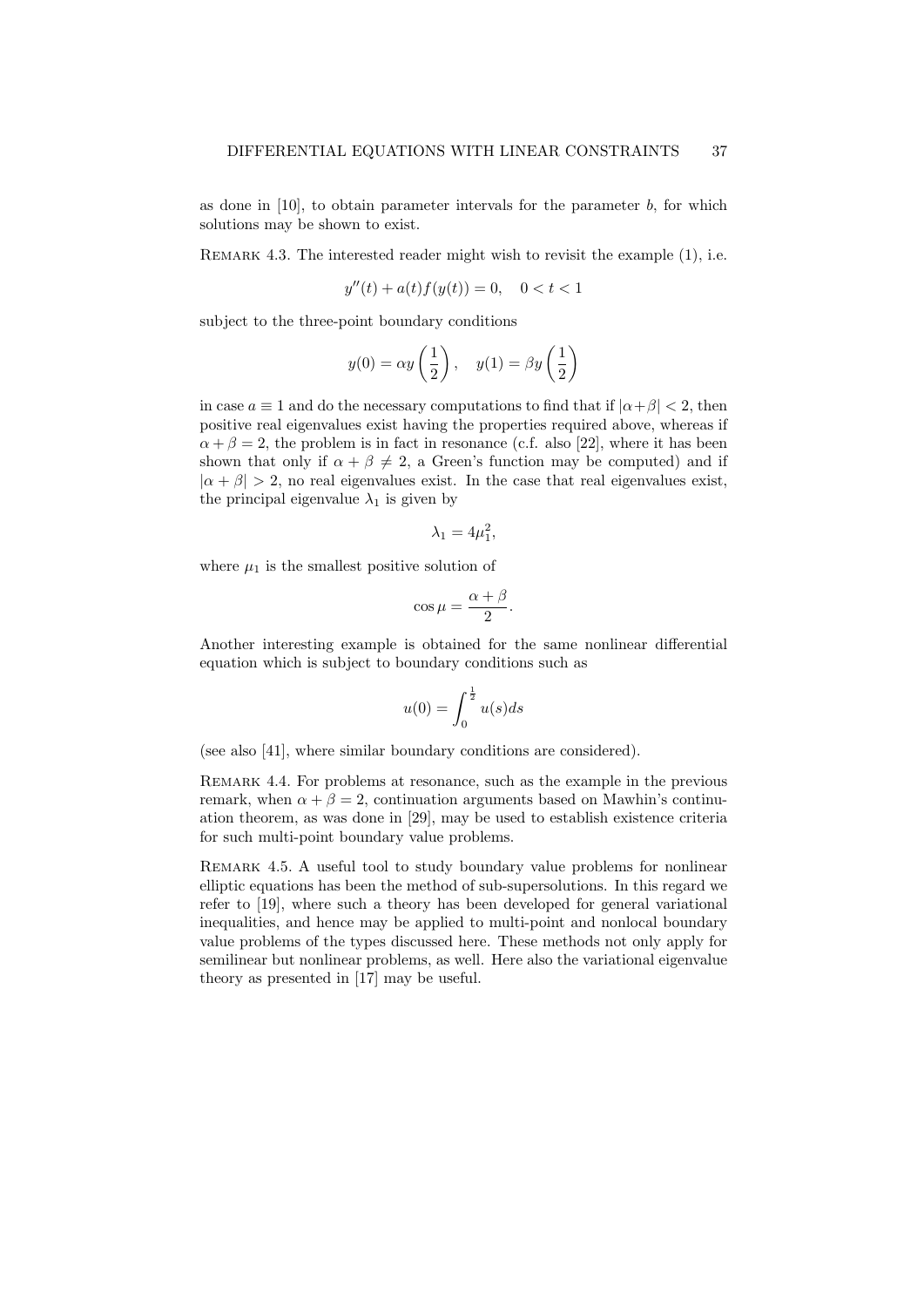as done in [10], to obtain parameter intervals for the parameter $b$, for which solutions may be shown to exist.

REMARK 4.3. The interested reader might wish to revisit the example (1), i.e.

$$y''(t) + a(t)f(y(t)) = 0, \quad 0 < t < 1$$

subject to the three-point boundary conditions

$$y(0) = \alpha y\left(\frac{1}{2}\right), \quad y(1) = \beta y\left(\frac{1}{2}\right)$$

in case $a \equiv 1$ and do the necessary computations to find that if $|\alpha+\beta| < 2$, then positive real eigenvalues exist having the properties required above, whereas if $\alpha + \beta = 2$, the problem is in fact in resonance (c.f. also [22], where it has been shown that only if $\alpha + \beta \neq 2$, a Green's function may be computed) and if $|\alpha + \beta| > 2$, no real eigenvalues exist. In the case that real eigenvalues exist, the principal eigenvalue $\lambda_1$ is given by

$$\lambda_1 = 4\mu_1^2,$$

where $\mu_1$ is the smallest positive solution of

$$\cos\mu = \frac{\alpha+\beta}{2}.$$

Another interesting example is obtained for the same nonlinear differential equation which is subject to boundary conditions such as

$$u(0) = \int_0^{\frac{1}{2}} u(s)ds$$

(see also [41], where similar boundary conditions are considered).

REMARK 4.4. For problems at resonance, such as the example in the previous remark, when $\alpha + \beta = 2$, continuation arguments based on Mawhin's continuation theorem, as was done in [29], may be used to establish existence criteria for such multi-point boundary value problems.

REMARK 4.5. A useful tool to study boundary value problems for nonlinear elliptic equations has been the method of sub-supersolutions. In this regard we refer to [19], where such a theory has been developed for general variational inequalities, and hence may be applied to multi-point and nonlocal boundary value problems of the types discussed here. These methods not only apply for semilinear but nonlinear problems, as well. Here also the variational eigenvalue theory as presented in [17] may be useful.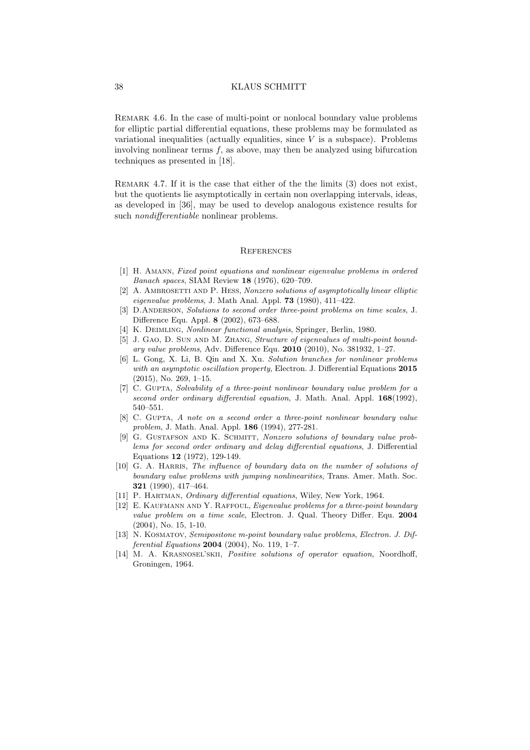Remark 4.6. In the case of multi-point or nonlocal boundary value problems for elliptic partial differential equations, these problems may be formulated as variational inequalities (actually equalities, since $V$ is a subspace). Problems involving nonlinear terms $f$, as above, may then be analyzed using bifurcation techniques as presented in [18].

Remark 4.7. If it is the case that either of the the limits (3) does not exist, but the quotients lie asymptotically in certain non overlapping intervals, ideas, as developed in [36], may be used to develop analogous existence results for such *nondifferentiable* nonlinear problems.

## References

[1] H. Amann, *Fixed point equations and nonlinear eigenvalue problems in ordered Banach spaces*, SIAM Review **18** (1976), 620–709.

[2] A. Ambrosetti and P. Hess, *Nonzero solutions of asymptotically linear elliptic eigenvalue problems*, J. Math Anal. Appl. **73** (1980), 411–422.

[3] D.Anderson, *Solutions to second order three-point problems on time scales*, J. Difference Equ. Appl. **8** (2002), 673–688.

[4] K. Deimling, *Nonlinear functional analysis*, Springer, Berlin, 1980.

[5] J. Gao, D. Sun and M. Zhang, *Structure of eigenvalues of multi-point boundary value problems*, Adv. Difference Equ. **2010** (2010), No. 381932, 1–27.

[6] L. Gong, X. Li, B. Qin and X. Xu. *Solution branches for nonlinear problems with an asymptotic oscillation property*, Electron. J. Differential Equations **2015** (2015), No. 269, 1–15.

[7] C. Gupta, *Solvability of a three-point nonlinear boundary value problem for a second order ordinary differential equation*, J. Math. Anal. Appl. **168**(1992), 540–551.

[8] C. Gupta, *A note on a second order a three-point nonlinear boundary value problem*, J. Math. Anal. Appl. **186** (1994), 277-281.

[9] G. Gustafson and K. Schmitt, *Nonzero solutions of boundary value problems for second order ordinary and delay differential equations*, J. Differential Equations **12** (1972), 129-149.

[10] G. A. Harris, *The influence of boundary data on the number of solutions of boundary value problems with jumping nonlinearities*, Trans. Amer. Math. Soc. **321** (1990), 417–464.

[11] P. Hartman, *Ordinary differential equations*, Wiley, New York, 1964.

[12] E. Kaufmann and Y. Raffoul, *Eigenvalue problems for a three-point boundary value problem on a time scale*, Electron. J. Qual. Theory Differ. Equ. **2004** (2004), No. 15, 1-10.

[13] N. Kosmatov, *Semipositone m-point boundary value problems, Electron. J. Differential Equations* **2004** (2004), No. 119, 1–7.

[14] M. A. Krasnosel'skii, *Positive solutions of operator equation*, Noordhoff, Groningen, 1964.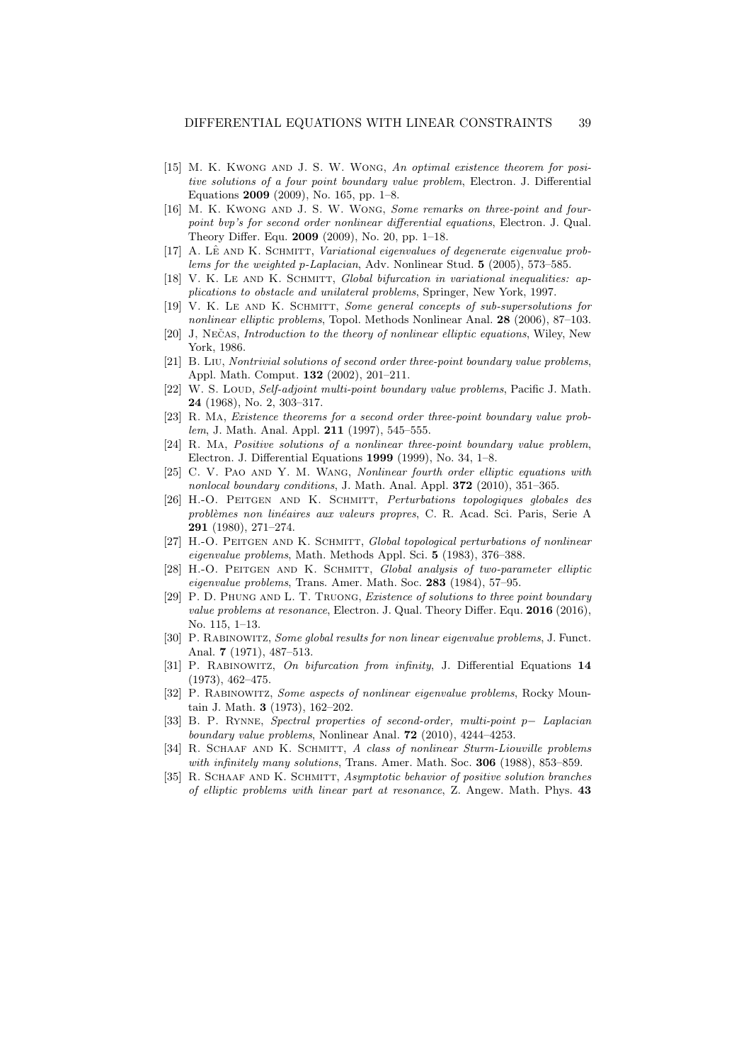[15] M. K. Kwong and J. S. W. Wong, *An optimal existence theorem for positive solutions of a four point boundary value problem*, Electron. J. Differential Equations **2009** (2009), No. 165, pp. 1–8.

[16] M. K. Kwong and J. S. W. Wong, *Some remarks on three-point and four-point bvp's for second order nonlinear differential equations*, Electron. J. Qual. Theory Differ. Equ. **2009** (2009), No. 20, pp. 1–18.

[17] A. Lê and K. Schmitt, *Variational eigenvalues of degenerate eigenvalue problems for the weighted p-Laplacian*, Adv. Nonlinear Stud. **5** (2005), 573–585.

[18] V. K. Le and K. Schmitt, *Global bifurcation in variational inequalities: applications to obstacle and unilateral problems*, Springer, New York, 1997.

[19] V. K. Le and K. Schmitt, *Some general concepts of sub-supersolutions for nonlinear elliptic problems*, Topol. Methods Nonlinear Anal. **28** (2006), 87–103.

[20] J, Nečas, *Introduction to the theory of nonlinear elliptic equations*, Wiley, New York, 1986.

[21] B. Liu, *Nontrivial solutions of second order three-point boundary value problems*, Appl. Math. Comput. **132** (2002), 201–211.

[22] W. S. Loud, *Self-adjoint multi-point boundary value problems*, Pacific J. Math. **24** (1968), No. 2, 303–317.

[23] R. Ma, *Existence theorems for a second order three-point boundary value problem*, J. Math. Anal. Appl. **211** (1997), 545–555.

[24] R. Ma, *Positive solutions of a nonlinear three-point boundary value problem*, Electron. J. Differential Equations **1999** (1999), No. 34, 1–8.

[25] C. V. Pao and Y. M. Wang, *Nonlinear fourth order elliptic equations with nonlocal boundary conditions*, J. Math. Anal. Appl. **372** (2010), 351–365.

[26] H.-O. Peitgen and K. Schmitt, *Perturbations topologiques globales des problèmes non linéaires aux valeurs propres*, C. R. Acad. Sci. Paris, Serie A **291** (1980), 271–274.

[27] H.-O. Peitgen and K. Schmitt, *Global topological perturbations of nonlinear eigenvalue problems*, Math. Methods Appl. Sci. **5** (1983), 376–388.

[28] H.-O. Peitgen and K. Schmitt, *Global analysis of two-parameter elliptic eigenvalue problems*, Trans. Amer. Math. Soc. **283** (1984), 57–95.

[29] P. D. Phung and L. T. Truong, *Existence of solutions to three point boundary value problems at resonance*, Electron. J. Qual. Theory Differ. Equ. **2016** (2016), No. 115, 1–13.

[30] P. Rabinowitz, *Some global results for non linear eigenvalue problems*, J. Funct. Anal. **7** (1971), 487–513.

[31] P. Rabinowitz, *On bifurcation from infinity*, J. Differential Equations **14** (1973), 462–475.

[32] P. Rabinowitz, *Some aspects of nonlinear eigenvalue problems*, Rocky Mountain J. Math. **3** (1973), 162–202.

[33] B. P. Rynne, *Spectral properties of second-order, multi-point p− Laplacian boundary value problems*, Nonlinear Anal. **72** (2010), 4244–4253.

[34] R. Schaaf and K. Schmitt, *A class of nonlinear Sturm-Liouville problems with infinitely many solutions*, Trans. Amer. Math. Soc. **306** (1988), 853–859.

[35] R. Schaaf and K. Schmitt, *Asymptotic behavior of positive solution branches of elliptic problems with linear part at resonance*, Z. Angew. Math. Phys. **43**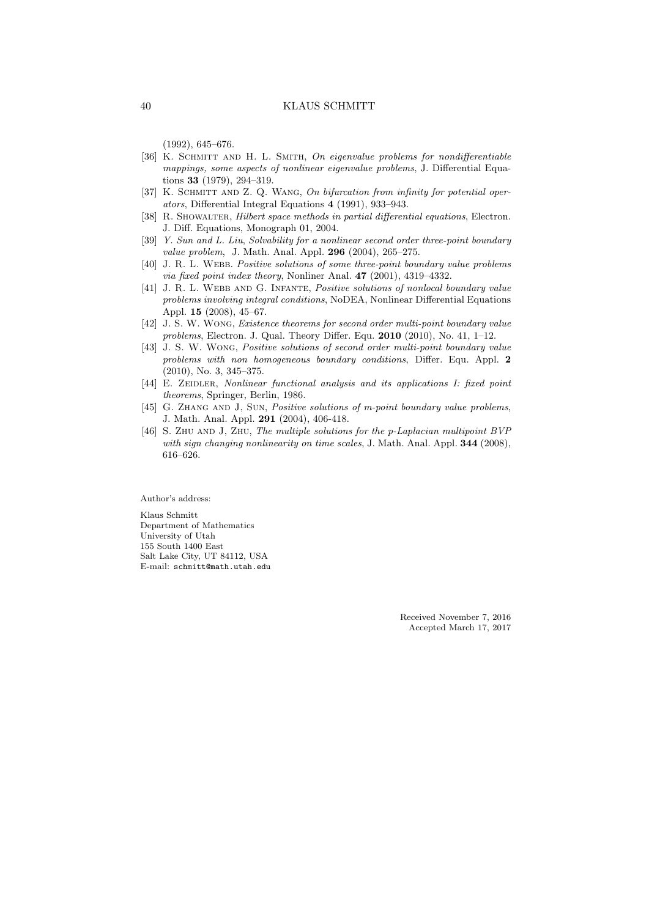(1992), 645–676.

[36] K. Schmitt and H. L. Smith, *On eigenvalue problems for nondifferentiable mappings, some aspects of nonlinear eigenvalue problems*, J. Differential Equations **33** (1979), 294–319.

[37] K. Schmitt and Z. Q. Wang, *On bifurcation from infinity for potential operators*, Differential Integral Equations **4** (1991), 933–943.

[38] R. Showalter, *Hilbert space methods in partial differential equations*, Electron. J. Diff. Equations, Monograph 01, 2004.

[39] *Y. Sun and L. Liu*, *Solvability for a nonlinear second order three-point boundary value problem*, J. Math. Anal. Appl. **296** (2004), 265–275.

[40] J. R. L. Webb. *Positive solutions of some three-point boundary value problems via fixed point index theory*, Nonliner Anal. **47** (2001), 4319–4332.

[41] J. R. L. Webb and G. Infante, *Positive solutions of nonlocal boundary value problems involving integral conditions*, NoDEA, Nonlinear Differential Equations Appl. **15** (2008), 45–67.

[42] J. S. W. Wong, *Existence theorems for second order multi-point boundary value problems*, Electron. J. Qual. Theory Differ. Equ. **2010** (2010), No. 41, 1–12.

[43] J. S. W. Wong, *Positive solutions of second order multi-point boundary value problems with non homogeneous boundary conditions*, Differ. Equ. Appl. **2** (2010), No. 3, 345–375.

[44] E. Zeidler, *Nonlinear functional analysis and its applications I: fixed point theorems*, Springer, Berlin, 1986.

[45] G. Zhang and J, Sun, *Positive solutions of m-point boundary value problems*, J. Math. Anal. Appl. **291** (2004), 406-418.

[46] S. Zhu and J, Zhu, *The multiple solutions for the p-Laplacian multipoint BVP with sign changing nonlinearity on time scales*, J. Math. Anal. Appl. **344** (2008), 616–626.

Author's address:

Klaus Schmitt
Department of Mathematics
University of Utah
155 South 1400 East
Salt Lake City, UT 84112, USA
E-mail: schmitt@math.utah.edu

Received November 7, 2016
Accepted March 17, 2017